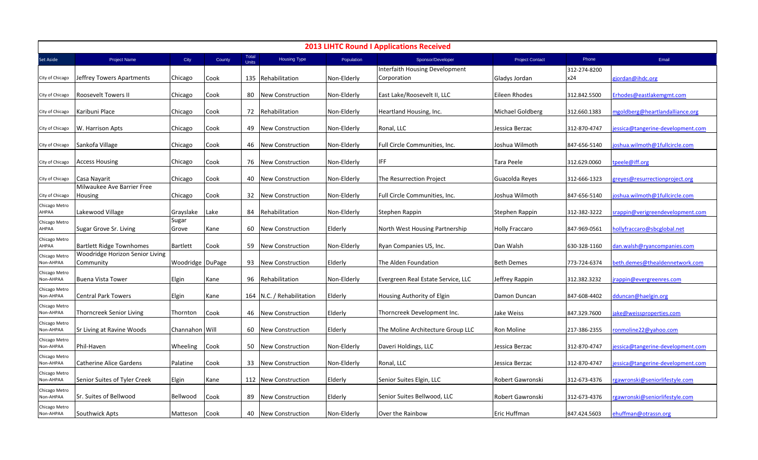## 2013 LIHTC Round I Applications Received

| Set Aside | Project Name | City | County | Total Units | Housing Type | Population | Sponsor/Developer | Project Contact | Phone | Email |
|---|---|---|---|---|---|---|---|---|---|---|
| City of Chicago | Jeffrey Towers Apartments | Chicago | Cook | 135 | Rehabilitation | Non-Elderly | Interfaith Housing Development Corporation | Gladys Jordan | 312-274-8200 x24 | gjordan@ihdc.org |
| City of Chicago | Roosevelt Towers II | Chicago | Cook | 80 | New Construction | Non-Elderly | East Lake/Roosevelt II, LLC | Eileen Rhodes | 312.842.5500 | Erhodes@eastlakemgmt.com |
| City of Chicago | Karibuni Place | Chicago | Cook | 72 | Rehabilitation | Non-Elderly | Heartland Housing, Inc. | Michael Goldberg | 312.660.1383 | mgoldberg@heartlandalliance.org |
| City of Chicago | W. Harrison Apts | Chicago | Cook | 49 | New Construction | Non-Elderly | Ronal, LLC | Jessica Berzac | 312-870-4747 | jessica@tangerine-development.com |
| City of Chicago | Sankofa Village | Chicago | Cook | 46 | New Construction | Non-Elderly | Full Circle Communities, Inc. | Joshua Wilmoth | 847-656-5140 | joshua.wilmoth@1fullcircle.com |
| City of Chicago | Access Housing | Chicago | Cook | 76 | New Construction | Non-Elderly | IFF | Tara Peele | 312.629.0060 | tpeele@iff.org |
| City of Chicago | Casa Nayarit | Chicago | Cook | 40 | New Construction | Non-Elderly | The Resurrection Project | Guacolda Reyes | 312-666-1323 | greyes@resurrectionproject.org |
| City of Chicago | Milwaukee Ave Barrier Free Housing | Chicago | Cook | 32 | New Construction | Non-Elderly | Full Circle Communities, Inc. | Joshua Wilmoth | 847-656-5140 | joshua.wilmoth@1fullcircle.com |
| Chicago Metro AHPAA | Lakewood Village | Grayslake | Lake | 84 | Rehabilitation | Non-Elderly | Stephen Rappin | Stephen Rappin | 312-382-3222 | srappin@verigreendevelopment.com |
| Chicago Metro AHPAA | Sugar Grove Sr. Living | Sugar Grove | Kane | 60 | New Construction | Elderly | North West Housing Partnership | Holly Fraccaro | 847-969-0561 | hollyfraccaro@sbcglobal.net |
| Chicago Metro AHPAA | Bartlett Ridge Townhomes | Bartlett | Cook | 59 | New Construction | Non-Elderly | Ryan Companies US, Inc. | Dan Walsh | 630-328-1160 | dan.walsh@ryancompanies.com |
| Chicago Metro Non-AHPAA | Woodridge Horizon Senior Living Community | Woodridge | DuPage | 93 | New Construction | Elderly | The Alden Foundation | Beth Demes | 773-724-6374 | beth.demes@thealdennetwork.com |
| Chicago Metro Non-AHPAA | Buena Vista Tower | Elgin | Kane | 96 | Rehabilitation | Non-Elderly | Evergreen Real Estate Service, LLC | Jeffrey Rappin | 312.382.3232 | jrappin@evergreenres.com |
| Chicago Metro Non-AHPAA | Central Park Towers | Elgin | Kane | 164 | N.C. / Rehabilitation | Elderly | Housing Authority of Elgin | Damon Duncan | 847-608-4402 | dduncan@haelgin.org |
| Chicago Metro Non-AHPAA | Thorncreek Senior Living | Thornton | Cook | 46 | New Construction | Elderly | Thorncreek Development Inc. | Jake Weiss | 847.329.7600 | jake@weissproperties.com |
| Chicago Metro Non-AHPAA | Sr Living at Ravine Woods | Channahon | Will | 60 | New Construction | Elderly | The Moline Architecture Group LLC | Ron Moline | 217-386-2355 | ronmoline22@yahoo.com |
| Chicago Metro Non-AHPAA | Phil-Haven | Wheeling | Cook | 50 | New Construction | Non-Elderly | Daveri Holdings, LLC | Jessica Berzac | 312-870-4747 | jessica@tangerine-development.com |
| Chicago Metro Non-AHPAA | Catherine Alice Gardens | Palatine | Cook | 33 | New Construction | Non-Elderly | Ronal, LLC | Jessica Berzac | 312-870-4747 | jessica@tangerine-development.com |
| Chicago Metro Non-AHPAA | Senior Suites of Tyler Creek | Elgin | Kane | 112 | New Construction | Elderly | Senior Suites Elgin, LLC | Robert Gawronski | 312-673-4376 | rgawronski@seniorlifestyle.com |
| Chicago Metro Non-AHPAA | Sr. Suites of Bellwood | Bellwood | Cook | 89 | New Construction | Elderly | Senior Suites Bellwood, LLC | Robert Gawronski | 312-673-4376 | rgawronski@seniorlifestyle.com |
| Chicago Metro Non-AHPAA | Southwick Apts | Matteson | Cook | 40 | New Construction | Non-Elderly | Over the Rainbow | Eric Huffman | 847.424.5603 | ehuffman@otrassn.org |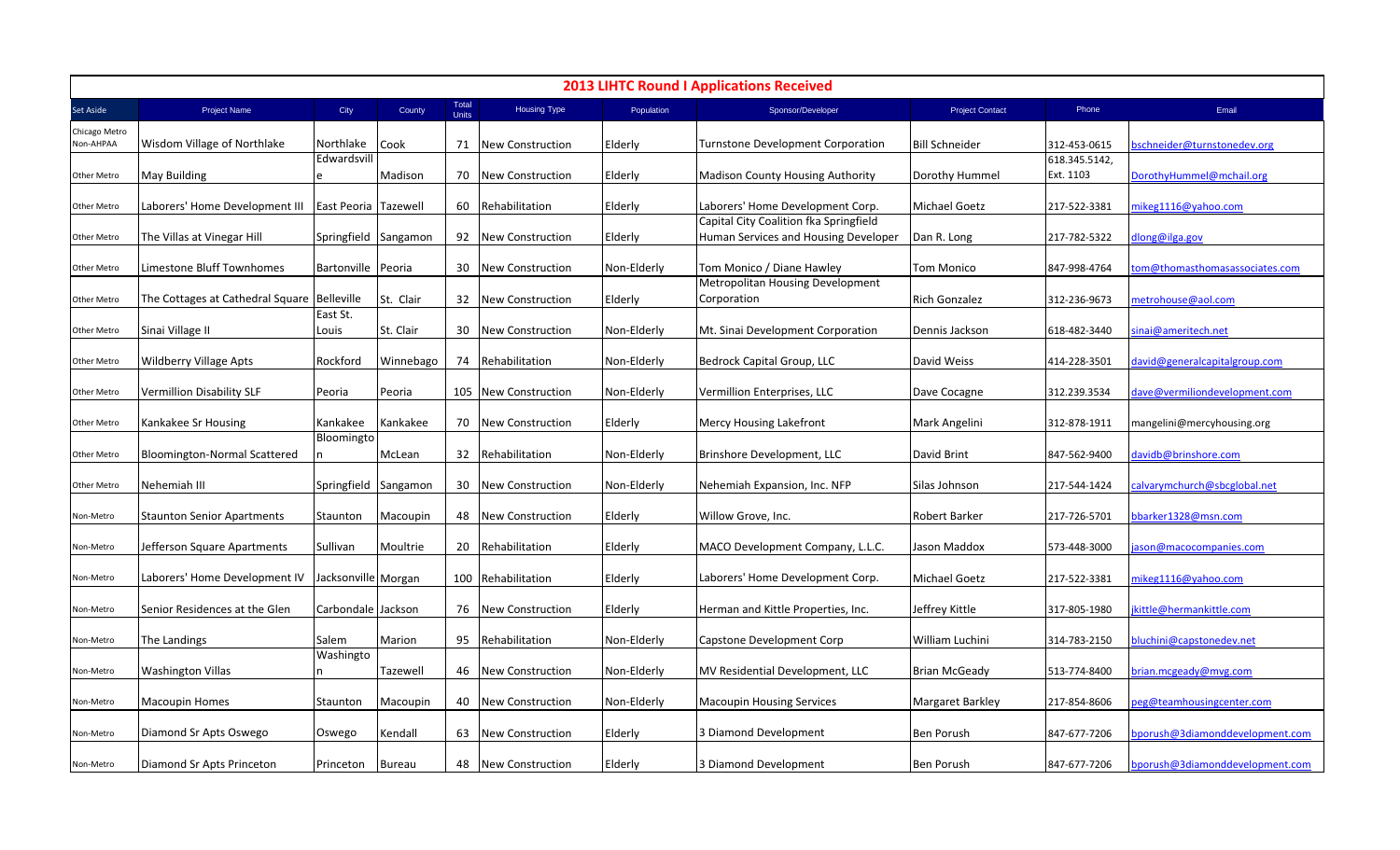# 2013 LIHTC Round I Applications Received

| Set Aside | Project Name | City | County | Total Units | Housing Type | Population | Sponsor/Developer | Project Contact | Phone | Email |
|---|---|---|---|---|---|---|---|---|---|---|
| Chicago Metro Non-AHPAA | Wisdom Village of Northlake | Northlake | Cook | 71 | New Construction | Elderly | Turnstone Development Corporation | Bill Schneider | 312-453-0615 | bschneider@turnstonedev.org |
| Other Metro | May Building | Edwardsville | Madison | 70 | New Construction | Elderly | Madison County Housing Authority | Dorothy Hummel | 618.345.5142, Ext. 1103 | DorothyHummel@mchail.org |
| Other Metro | Laborers' Home Development III | East Peoria | Tazewell | 60 | Rehabilitation | Elderly | Laborers' Home Development Corp. | Michael Goetz | 217-522-3381 | mikeg1116@yahoo.com |
| Other Metro | The Villas at Vinegar Hill | Springfield | Sangamon | 92 | New Construction | Elderly | Capital City Coalition fka Springfield Human Services and Housing Developer | Dan R. Long | 217-782-5322 | dlong@ilga.gov |
| Other Metro | Limestone Bluff Townhomes | Bartonville | Peoria | 30 | New Construction | Non-Elderly | Tom Monico / Diane Hawley | Tom Monico | 847-998-4764 | tom@thomasthomasassociates.com |
| Other Metro | The Cottages at Cathedral Square | Belleville | St. Clair | 32 | New Construction | Elderly | Metropolitan Housing Development Corporation | Rich Gonzalez | 312-236-9673 | metrohouse@aol.com |
| Other Metro | Sinai Village II | East St. Louis | St. Clair | 30 | New Construction | Non-Elderly | Mt. Sinai Development Corporation | Dennis Jackson | 618-482-3440 | sinai@ameritech.net |
| Other Metro | Wildberry Village Apts | Rockford | Winnebago | 74 | Rehabilitation | Non-Elderly | Bedrock Capital Group, LLC | David Weiss | 414-228-3501 | david@generalcapitalgroup.com |
| Other Metro | Vermillion Disability SLF | Peoria | Peoria | 105 | New Construction | Non-Elderly | Vermillion Enterprises, LLC | Dave Cocagne | 312.239.3534 | dave@vermiliondevelopment.com |
| Other Metro | Kankakee Sr Housing | Kankakee | Kankakee | 70 | New Construction | Elderly | Mercy Housing Lakefront | Mark Angelini | 312-878-1911 | mangelini@mercyhousing.org |
| Other Metro | Bloomington-Normal Scattered | Bloomington | McLean | 32 | Rehabilitation | Non-Elderly | Brinshore Development, LLC | David Brint | 847-562-9400 | davidb@brinshore.com |
| Other Metro | Nehemiah III | Springfield | Sangamon | 30 | New Construction | Non-Elderly | Nehemiah Expansion, Inc. NFP | Silas Johnson | 217-544-1424 | calvarymchurch@sbcglobal.net |
| Non-Metro | Staunton Senior Apartments | Staunton | Macoupin | 48 | New Construction | Elderly | Willow Grove, Inc. | Robert Barker | 217-726-5701 | bbarker1328@msn.com |
| Non-Metro | Jefferson Square Apartments | Sullivan | Moultrie | 20 | Rehabilitation | Elderly | MACO Development Company, L.L.C. | Jason Maddox | 573-448-3000 | jason@macocompanies.com |
| Non-Metro | Laborers' Home Development IV | Jacksonville | Morgan | 100 | Rehabilitation | Elderly | Laborers' Home Development Corp. | Michael Goetz | 217-522-3381 | mikeg1116@yahoo.com |
| Non-Metro | Senior Residences at the Glen | Carbondale | Jackson | 76 | New Construction | Elderly | Herman and Kittle Properties, Inc. | Jeffrey Kittle | 317-805-1980 | jkittle@hermankittle.com |
| Non-Metro | The Landings | Salem | Marion | 95 | Rehabilitation | Non-Elderly | Capstone Development Corp | William Luchini | 314-783-2150 | bluchini@capstonedev.net |
| Non-Metro | Washington Villas | Washington | Tazewell | 46 | New Construction | Non-Elderly | MV Residential Development, LLC | Brian McGeady | 513-774-8400 | brian.mcgeady@mvg.com |
| Non-Metro | Macoupin Homes | Staunton | Macoupin | 40 | New Construction | Non-Elderly | Macoupin Housing Services | Margaret Barkley | 217-854-8606 | peg@teamhousingcenter.com |
| Non-Metro | Diamond Sr Apts Oswego | Oswego | Kendall | 63 | New Construction | Elderly | 3 Diamond Development | Ben Porush | 847-677-7206 | bporush@3diamonddevelopment.com |
| Non-Metro | Diamond Sr Apts Princeton | Princeton | Bureau | 48 | New Construction | Elderly | 3 Diamond Development | Ben Porush | 847-677-7206 | bporush@3diamonddevelopment.com |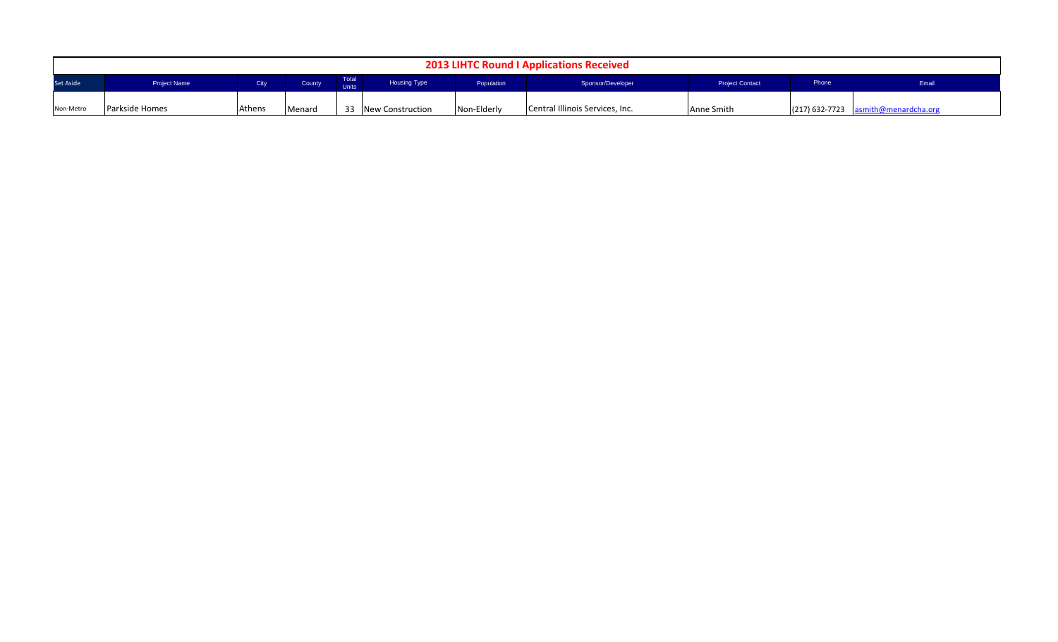| 2013 LIHTC Round I Applications Received | | | | | | | | | | |
|---|---|---|---|---|---|---|---|---|---|---|
| Set Aside | Project Name | City | County | Total Units | Housing Type | Population | Sponsor/Developer | Project Contact | Phone | Email |
| Non-Metro | Parkside Homes | Athens | Menard | 33 | New Construction | Non-Elderly | Central Illinois Services, Inc. | Anne Smith | (217) 632-7723 | asmith@menardcha.org |